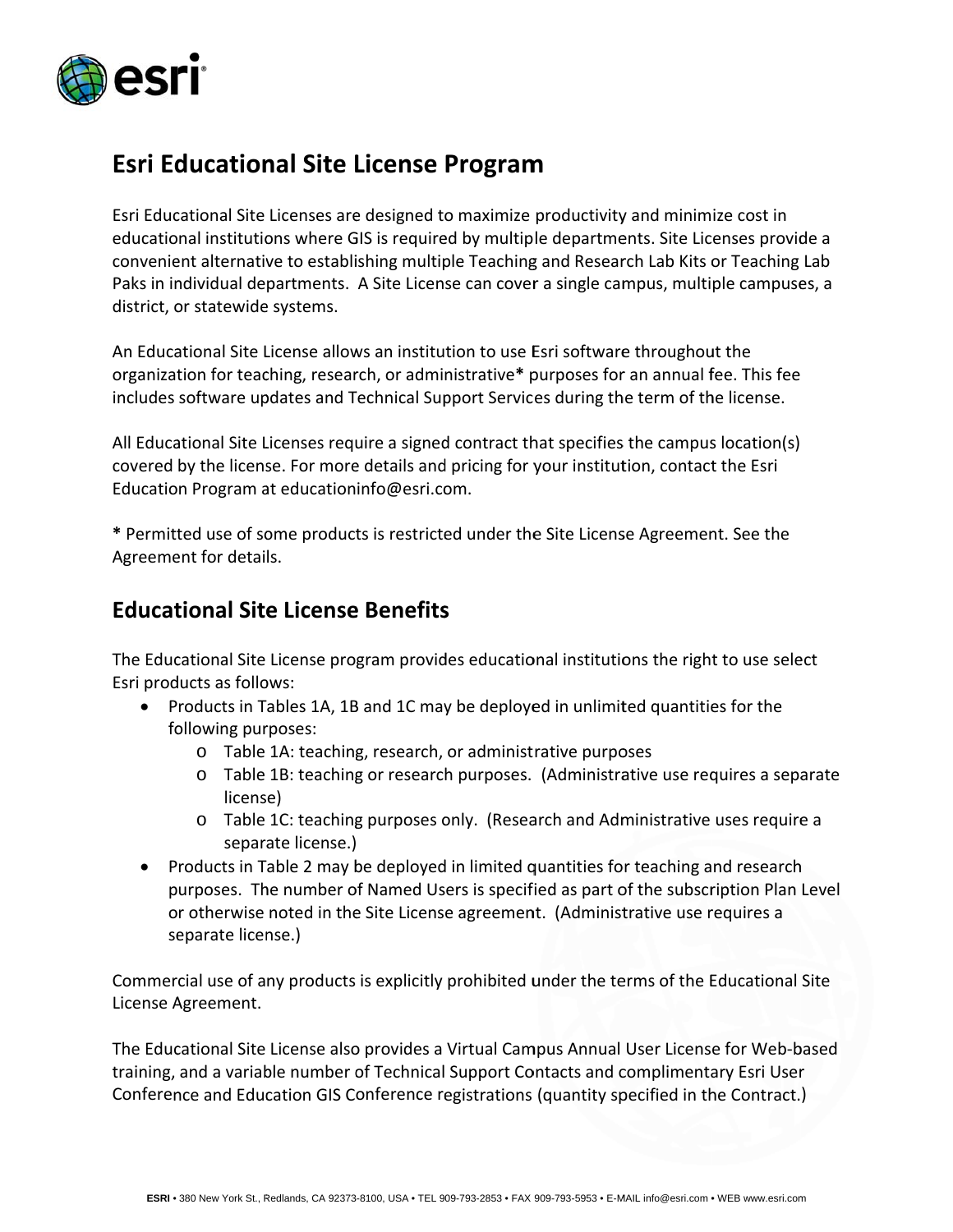# Esri Educational Site License Program

Esri Educational Site Licenses are designed to maximize productivity and minimize cost in educational institutions where GIS is required by multiple departments. Site Licenses provide a convenient alternative to establishing multiple Teaching and Research Lab Kits or Teaching Lab Paks in individual departments. A Site License can cover a single campus, multiple campuses, a district, or statewide systems.

An Educational Site License allows an institution to use Esri software throughout the organization for teaching, research, or administrative* purposes for an annual fee. This fee includes software updates and Technical Support Services during the term of the license.

All Educational Site Licenses require a signed contract that specifies the campus location(s) covered by the license. For more details and pricing for your institution, contact the Esri Education Program at educationinfo@esri.com.

**\*** Permitted use of some products is restricted under the Site License Agreement. See the Agreement for details.

## Educational Site License Benefits

The Educational Site License program provides educational institutions the right to use select Esri products as follows:

- Products in Tables 1A, 1B and 1C may be deployed in unlimited quantities for the following purposes:
  - Table 1A: teaching, research, or administrative purposes
  - Table 1B: teaching or research purposes. (Administrative use requires a separate license)
  - Table 1C: teaching purposes only. (Research and Administrative uses require a separate license.)
- Products in Table 2 may be deployed in limited quantities for teaching and research purposes. The number of Named Users is specified as part of the subscription Plan Level or otherwise noted in the Site License agreement. (Administrative use requires a separate license.)

Commercial use of any products is explicitly prohibited under the terms of the Educational Site License Agreement.

The Educational Site License also provides a Virtual Campus Annual User License for Web-based training, and a variable number of Technical Support Contacts and complimentary Esri User Conference and Education GIS Conference registrations (quantity specified in the Contract.)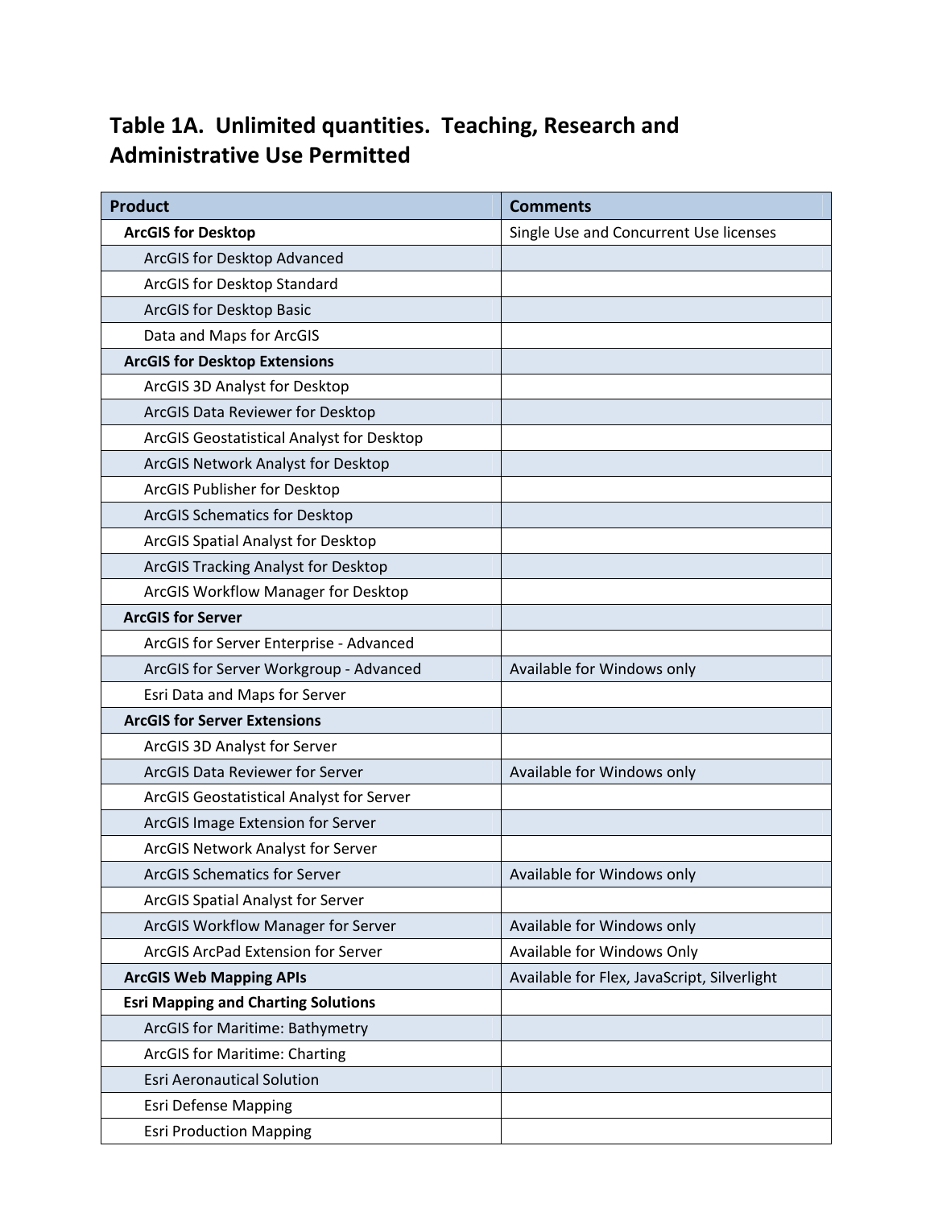## Table 1A. Unlimited quantities. Teaching, Research and Administrative Use Permitted

| Product | Comments |
|---|---|
| **ArcGIS for Desktop** | Single Use and Concurrent Use licenses |
| ArcGIS for Desktop Advanced | |
| ArcGIS for Desktop Standard | |
| ArcGIS for Desktop Basic | |
| Data and Maps for ArcGIS | |
| **ArcGIS for Desktop Extensions** | |
| ArcGIS 3D Analyst for Desktop | |
| ArcGIS Data Reviewer for Desktop | |
| ArcGIS Geostatistical Analyst for Desktop | |
| ArcGIS Network Analyst for Desktop | |
| ArcGIS Publisher for Desktop | |
| ArcGIS Schematics for Desktop | |
| ArcGIS Spatial Analyst for Desktop | |
| ArcGIS Tracking Analyst for Desktop | |
| ArcGIS Workflow Manager for Desktop | |
| **ArcGIS for Server** | |
| ArcGIS for Server Enterprise - Advanced | |
| ArcGIS for Server Workgroup - Advanced | Available for Windows only |
| Esri Data and Maps for Server | |
| **ArcGIS for Server Extensions** | |
| ArcGIS 3D Analyst for Server | |
| ArcGIS Data Reviewer for Server | Available for Windows only |
| ArcGIS Geostatistical Analyst for Server | |
| ArcGIS Image Extension for Server | |
| ArcGIS Network Analyst for Server | |
| ArcGIS Schematics for Server | Available for Windows only |
| ArcGIS Spatial Analyst for Server | |
| ArcGIS Workflow Manager for Server | Available for Windows only |
| ArcGIS ArcPad Extension for Server | Available for Windows Only |
| **ArcGIS Web Mapping APIs** | Available for Flex, JavaScript, Silverlight |
| **Esri Mapping and Charting Solutions** | |
| ArcGIS for Maritime: Bathymetry | |
| ArcGIS for Maritime: Charting | |
| Esri Aeronautical Solution | |
| Esri Defense Mapping | |
| Esri Production Mapping | |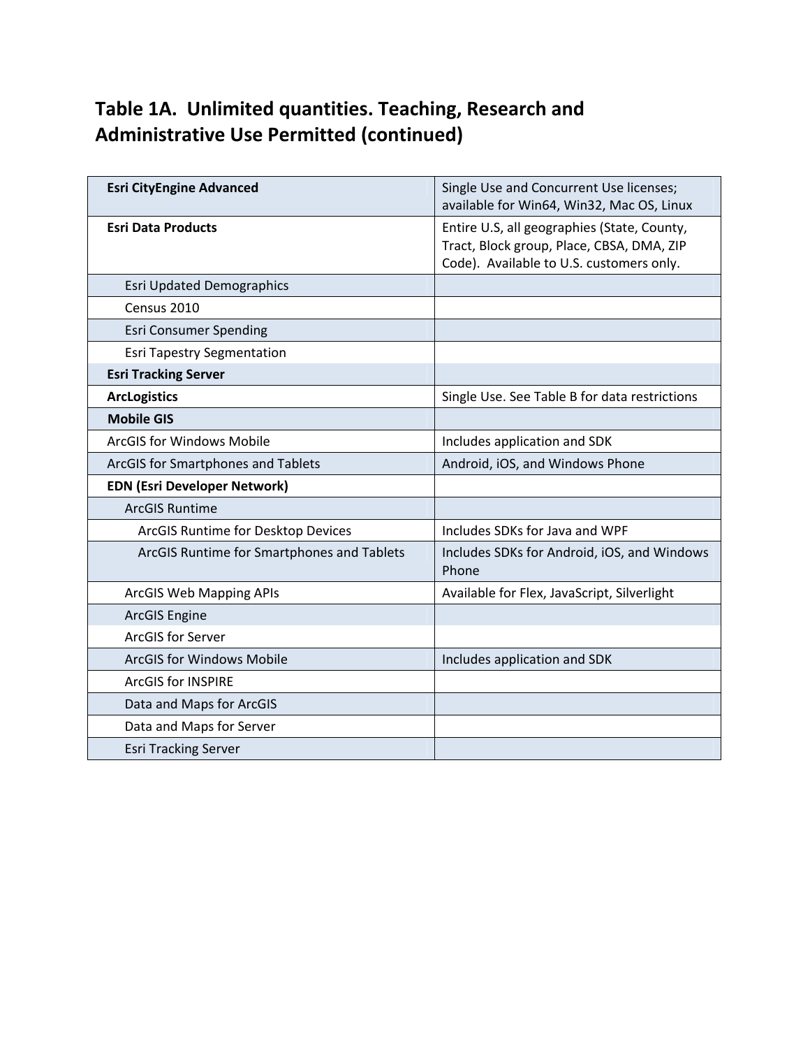## Table 1A. Unlimited quantities. Teaching, Research and Administrative Use Permitted (continued)

| | |
|---|---|
| **Esri CityEngine Advanced** | Single Use and Concurrent Use licenses; available for Win64, Win32, Mac OS, Linux |
| **Esri Data Products** | Entire U.S, all geographies (State, County, Tract, Block group, Place, CBSA, DMA, ZIP Code). Available to U.S. customers only. |
| Esri Updated Demographics | |
| Census 2010 | |
| Esri Consumer Spending | |
| Esri Tapestry Segmentation | |
| **Esri Tracking Server** | |
| **ArcLogistics** | Single Use. See Table B for data restrictions |
| **Mobile GIS** | |
| ArcGIS for Windows Mobile | Includes application and SDK |
| ArcGIS for Smartphones and Tablets | Android, iOS, and Windows Phone |
| **EDN (Esri Developer Network)** | |
| ArcGIS Runtime | |
| ArcGIS Runtime for Desktop Devices | Includes SDKs for Java and WPF |
| ArcGIS Runtime for Smartphones and Tablets | Includes SDKs for Android, iOS, and Windows Phone |
| ArcGIS Web Mapping APIs | Available for Flex, JavaScript, Silverlight |
| ArcGIS Engine | |
| ArcGIS for Server | |
| ArcGIS for Windows Mobile | Includes application and SDK |
| ArcGIS for INSPIRE | |
| Data and Maps for ArcGIS | |
| Data and Maps for Server | |
| Esri Tracking Server | |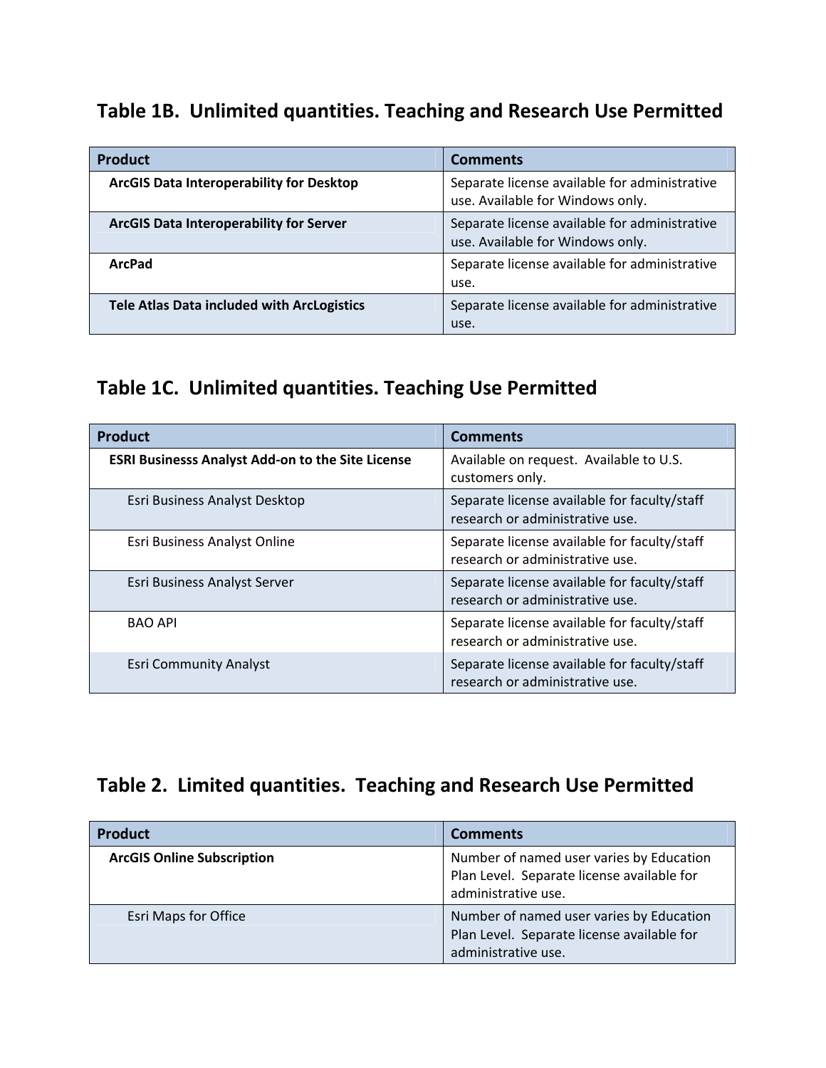## Table 1B. Unlimited quantities. Teaching and Research Use Permitted

| Product | Comments |
| --- | --- |
| **ArcGIS Data Interoperability for Desktop** | Separate license available for administrative use. Available for Windows only. |
| **ArcGIS Data Interoperability for Server** | Separate license available for administrative use. Available for Windows only. |
| **ArcPad** | Separate license available for administrative use. |
| **Tele Atlas Data included with ArcLogistics** | Separate license available for administrative use. |

## Table 1C. Unlimited quantities. Teaching Use Permitted

| Product | Comments |
| --- | --- |
| **ESRI Businesss Analyst Add-on to the Site License** | Available on request. Available to U.S. customers only. |
| Esri Business Analyst Desktop | Separate license available for faculty/staff research or administrative use. |
| Esri Business Analyst Online | Separate license available for faculty/staff research or administrative use. |
| Esri Business Analyst Server | Separate license available for faculty/staff research or administrative use. |
| BAO API | Separate license available for faculty/staff research or administrative use. |
| Esri Community Analyst | Separate license available for faculty/staff research or administrative use. |

## Table 2. Limited quantities. Teaching and Research Use Permitted

| Product | Comments |
| --- | --- |
| **ArcGIS Online Subscription** | Number of named user varies by Education Plan Level. Separate license available for administrative use. |
| Esri Maps for Office | Number of named user varies by Education Plan Level. Separate license available for administrative use. |